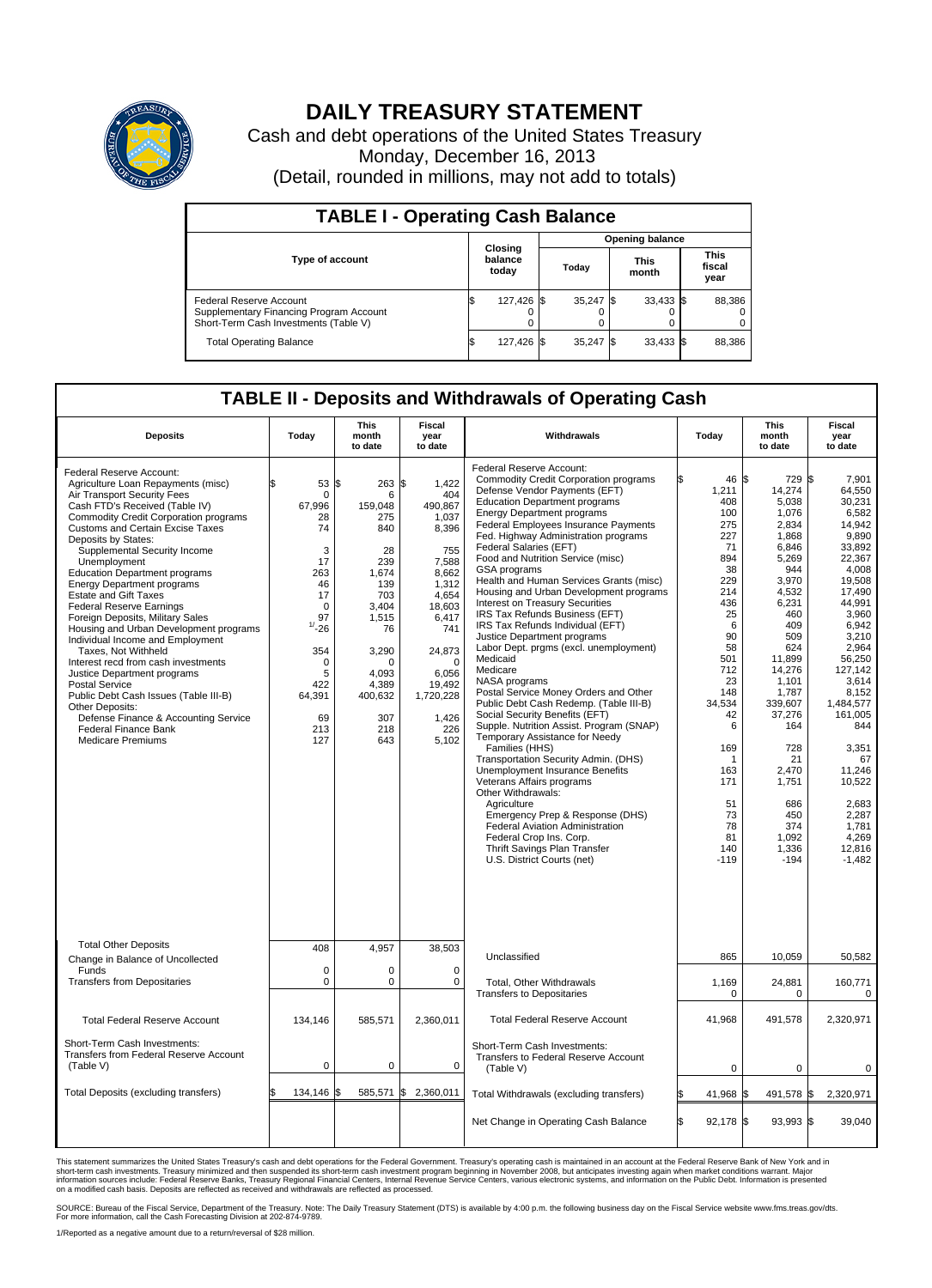# DAILY TREASURY STATEMENT

Cash and debt operations of the United States Treasury
Monday, December 16, 2013
(Detail, rounded in millions, may not add to totals)

## TABLE I - Operating Cash Balance

| Type of account | Closing balance today | Opening balance Today | Opening balance This month | Opening balance This fiscal year |
|---|---|---|---|---|
| Federal Reserve Account | $ 127,426 | $ 35,247 | $ 33,433 | $ 88,386 |
| Supplementary Financing Program Account | 0 | 0 | 0 | 0 |
| Short-Term Cash Investments (Table V) | 0 | 0 | 0 | 0 |
| Total Operating Balance | $ 127,426 | $ 35,247 | $ 33,433 | $ 88,386 |

## TABLE II - Deposits and Withdrawals of Operating Cash

| Deposits | Today | This month to date | Fiscal year to date | Withdrawals | Today | This month to date | Fiscal year to date |
|---|---|---|---|---|---|---|---|
| Federal Reserve Account: | | | | Federal Reserve Account: | | | |
| Agriculture Loan Repayments (misc) | $ 53 | $ 263 | $ 1,422 | Commodity Credit Corporation programs | $ 46 | $ 729 | $ 7,901 |
| Air Transport Security Fees | 0 | 6 | 404 | Defense Vendor Payments (EFT) | 1,211 | 14,274 | 64,550 |
| Cash FTD's Received (Table IV) | 67,996 | 159,048 | 490,867 | Education Department programs | 408 | 5,038 | 30,231 |
| Commodity Credit Corporation programs | 28 | 275 | 1,037 | Energy Department programs | 100 | 1,076 | 6,582 |
| Customs and Certain Excise Taxes | 74 | 840 | 8,396 | Federal Employees Insurance Payments | 275 | 2,834 | 14,942 |
| Deposits by States: | | | | Fed. Highway Administration programs | 227 | 1,868 | 9,890 |
| Supplemental Security Income | 3 | 28 | 755 | Federal Salaries (EFT) | 71 | 6,846 | 33,892 |
| Unemployment | 17 | 239 | 7,588 | Food and Nutrition Service (misc) | 894 | 5,269 | 22,367 |
| Education Department programs | 263 | 1,674 | 8,662 | GSA programs | 38 | 944 | 4,008 |
| Energy Department programs | 46 | 139 | 1,312 | Health and Human Services Grants (misc) | 229 | 3,970 | 19,508 |
| Estate and Gift Taxes | 17 | 703 | 4,654 | Housing and Urban Development programs | 214 | 4,532 | 17,490 |
| Federal Reserve Earnings | 0 | 3,404 | 18,603 | Interest on Treasury Securities | 436 | 6,231 | 44,991 |
| Foreign Deposits, Military Sales | 97 | 1,515 | 6,417 | IRS Tax Refunds Business (EFT) | 25 | 460 | 3,960 |
| Housing and Urban Development programs | [1]-26 | 76 | 741 | IRS Tax Refunds Individual (EFT) | 6 | 409 | 6,942 |
| Individual Income and Employment | | | | Justice Department programs | 90 | 509 | 3,210 |
| Taxes, Not Withheld | 354 | 3,290 | 24,873 | Labor Dept. prgms (excl. unemployment) | 58 | 624 | 2,964 |
| Interest recd from cash investments | 0 | 0 | 0 | Medicaid | 501 | 11,899 | 56,250 |
| Justice Department programs | 5 | 4,093 | 6,056 | Medicare | 712 | 14,276 | 127,142 |
| Postal Service | 422 | 4,389 | 19,492 | NASA programs | 23 | 1,101 | 3,614 |
| Public Debt Cash Issues (Table III-B) | 64,391 | 400,632 | 1,720,228 | Postal Service Money Orders and Other | 148 | 1,787 | 8,152 |
| Other Deposits: | | | | Public Debt Cash Redemp. (Table III-B) | 34,534 | 339,607 | 1,484,577 |
| Defense Finance & Accounting Service | 69 | 307 | 1,426 | Social Security Benefits (EFT) | 42 | 37,276 | 161,005 |
| Federal Finance Bank | 213 | 218 | 226 | Supple. Nutrition Assist. Program (SNAP) | 6 | 164 | 844 |
| Medicare Premiums | 127 | 643 | 5,102 | Temporary Assistance for Needy Families (HHS) | 169 | 728 | 3,351 |
| | | | | Transportation Security Admin. (DHS) | 1 | 21 | 67 |
| | | | | Unemployment Insurance Benefits | 163 | 2,470 | 11,246 |
| | | | | Veterans Affairs programs | 171 | 1,751 | 10,522 |
| | | | | Other Withdrawals: | | | |
| | | | | Agriculture | 51 | 686 | 2,683 |
| | | | | Emergency Prep & Response (DHS) | 73 | 450 | 2,287 |
| | | | | Federal Aviation Administration | 78 | 374 | 1,781 |
| | | | | Federal Crop Ins. Corp. | 81 | 1,092 | 4,269 |
| | | | | Thrift Savings Plan Transfer | 140 | 1,336 | 12,816 |
| | | | | U.S. District Courts (net) | -119 | -194 | -1,482 |
| Total Other Deposits | 408 | 4,957 | 38,503 | Unclassified | 865 | 10,059 | 50,582 |
| Change in Balance of Uncollected Funds | 0 | 0 | 0 | | | | |
| Transfers from Depositaries | 0 | 0 | 0 | Total, Other Withdrawals | 1,169 | 24,881 | 160,771 |
| | | | | Transfers to Depositaries | 0 | 0 | 0 |
| Total Federal Reserve Account | 134,146 | 585,571 | 2,360,011 | Total Federal Reserve Account | 41,968 | 491,578 | 2,320,971 |
| Short-Term Cash Investments: | | | | Short-Term Cash Investments: | | | |
| Transfers from Federal Reserve Account (Table V) | 0 | 0 | 0 | Transfers to Federal Reserve Account (Table V) | 0 | 0 | 0 |
| Total Deposits (excluding transfers) | $ 134,146 | $ 585,571 | $ 2,360,011 | Total Withdrawals (excluding transfers) | $ 41,968 | $ 491,578 | $ 2,320,971 |
| | | | | Net Change in Operating Cash Balance | $ 92,178 | $ 93,993 | $ 39,040 |

This statement summarizes the United States Treasury's cash and debt operations for the Federal Government. Treasury's operating cash is maintained in an account at the Federal Reserve Bank of New York and in short-term cash investments. Treasury minimized and then suspended its short-term cash investment program beginning in November 2008, but anticipates investing again when market conditions warrant. Major information sources include: Federal Reserve Banks, Treasury Regional Financial Centers, Internal Revenue Service Centers, various electronic systems, and information on the Public Debt. Information is presented on a modified cash basis. Deposits are reflected as received and withdrawals are reflected as processed.

SOURCE: Bureau of the Fiscal Service, Department of the Treasury. Note: The Daily Treasury Statement (DTS) is available by 4:00 p.m. the following business day on the Fiscal Service website www.fms.treas.gov/dts. For more information, call the Cash Forecasting Division at 202-874-9789.

1/Reported as a negative amount due to a return/reversal of $28 million.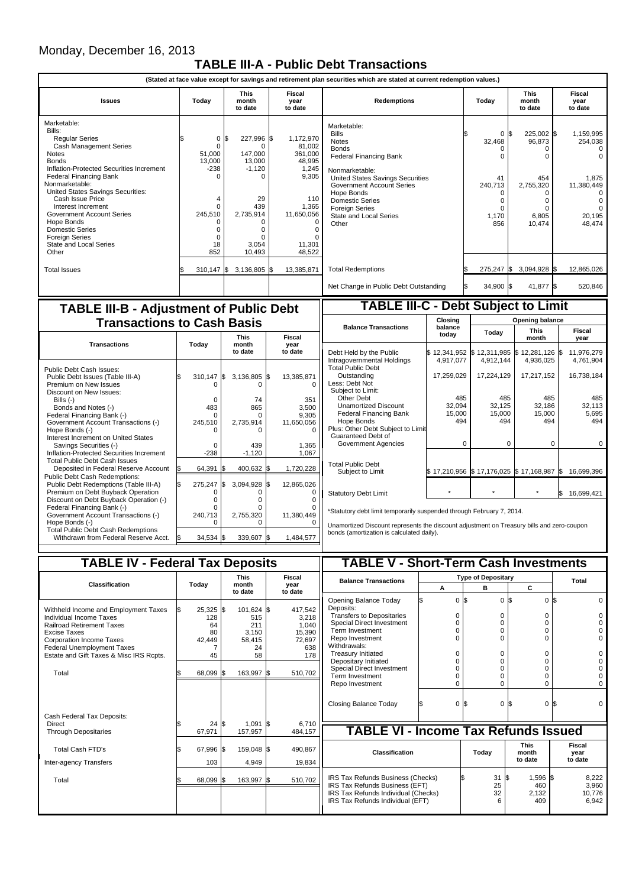Monday, December 16, 2013

## TABLE III-A - Public Debt Transactions

(Stated at face value except for savings and retirement plan securities which are stated at current redemption values.)

| Issues | Today | This month to date | Fiscal year to date |
|---|---|---|---|
| Marketable: | | | |
| Bills: | | | |
| Regular Series | $ 0 | $ 227,996 | $ 1,172,970 |
| Cash Management Series | 0 | 0 | 81,002 |
| Notes | 51,000 | 147,000 | 361,000 |
| Bonds | 13,000 | 13,000 | 48,995 |
| Inflation-Protected Securities Increment | -238 | -1,120 | 1,245 |
| Federal Financing Bank | 0 | 0 | 9,305 |
| Nonmarketable: | | | |
| United States Savings Securities: | | | |
| Cash Issue Price | 4 | 29 | 110 |
| Interest Increment | 0 | 439 | 1,365 |
| Government Account Series | 245,510 | 2,735,914 | 11,650,056 |
| Hope Bonds | 0 | 0 | 0 |
| Domestic Series | 0 | 0 | 0 |
| Foreign Series | 0 | 0 | 0 |
| State and Local Series | 18 | 3,054 | 11,301 |
| Other | 852 | 10,493 | 48,522 |
| Total Issues | $ 310,147 | $ 3,136,805 | $ 13,385,871 |

| Redemptions | Today | This month to date | Fiscal year to date |
|---|---|---|---|
| Marketable: | | | |
| Bills | $ 0 | $ 225,002 | $ 1,159,995 |
| Notes | 32,468 | 96,873 | 254,038 |
| Bonds | 0 | 0 | 0 |
| Federal Financing Bank | 0 | 0 | 0 |
| Nonmarketable: | | | |
| United States Savings Securities | 41 | 454 | 1,875 |
| Government Account Series | 240,713 | 2,755,320 | 11,380,449 |
| Hope Bonds | 0 | 0 | 0 |
| Domestic Series | 0 | 0 | 0 |
| Foreign Series | 0 | 0 | 0 |
| State and Local Series | 1,170 | 6,805 | 20,195 |
| Other | 856 | 10,474 | 48,474 |
| Total Redemptions | $ 275,247 | $ 3,094,928 | $ 12,865,026 |
| Net Change in Public Debt Outstanding | $ 34,900 | $ 41,877 | $ 520,846 |

## TABLE III-B - Adjustment of Public Debt Transactions to Cash Basis

| Transactions | Today | This month to date | Fiscal year to date |
|---|---|---|---|
| Public Debt Cash Issues: | | | |
| Public Debt Issues (Table III-A) | $ 310,147 | $ 3,136,805 | $ 13,385,871 |
| Premium on New Issues | 0 | 0 | 0 |
| Discount on New Issues: | | | |
| Bills (-) | 0 | 74 | 351 |
| Bonds and Notes (-) | 483 | 865 | 3,500 |
| Federal Financing Bank (-) | 0 | 0 | 9,305 |
| Government Account Transactions (-) | 245,510 | 2,735,914 | 11,650,056 |
| Hope Bonds (-) | 0 | 0 | 0 |
| Interest Increment on United States Savings Securities (-) | 0 | 439 | 1,365 |
| Inflation-Protected Securities Increment | -238 | -1,120 | 1,067 |
| Total Public Debt Cash Issues Deposited in Federal Reserve Account | $ 64,391 | $ 400,632 | $ 1,720,228 |
| Public Debt Cash Redemptions: | | | |
| Public Debt Redemptions (Table III-A) | $ 275,247 | $ 3,094,928 | $ 12,865,026 |
| Premium on Debt Buyback Operation | 0 | 0 | 0 |
| Discount on Debt Buyback Operation (-) | 0 | 0 | 0 |
| Federal Financing Bank (-) | 0 | 0 | 0 |
| Government Account Transactions (-) | 240,713 | 2,755,320 | 11,380,449 |
| Hope Bonds (-) | 0 | 0 | 0 |
| Total Public Debt Cash Redemptions Withdrawn from Federal Reserve Acct. | $ 34,534 | $ 339,607 | $ 1,484,577 |

## TABLE III-C - Debt Subject to Limit

| Balance Transactions | Closing balance today | Opening balance Today | Opening balance This month | Opening balance Fiscal year |
|---|---|---|---|---|
| Debt Held by the Public | $ 12,341,952 | $ 12,311,985 | $ 12,281,126 | $ 11,976,279 |
| Intragovernmental Holdings | 4,917,077 | 4,912,144 | 4,936,025 | 4,761,904 |
| Total Public Debt Outstanding | 17,259,029 | 17,224,129 | 17,217,152 | 16,738,184 |
| Less: Debt Not Subject to Limit: | | | | |
| Other Debt | 485 | 485 | 485 | 485 |
| Unamortized Discount | 32,094 | 32,125 | 32,186 | 32,113 |
| Federal Financing Bank | 15,000 | 15,000 | 15,000 | 5,695 |
| Hope Bonds | 494 | 494 | 494 | 494 |
| Plus: Other Debt Subject to Limit | | | | |
| Guaranteed Debt of Government Agencies | 0 | 0 | 0 | 0 |
| Total Public Debt Subject to Limit | $ 17,210,956 | $ 17,176,025 | $ 17,168,987 | $ 16,699,396 |
| Statutory Debt Limit | * | * | * | $ 16,699,421 |

*Statutory debt limit temporarily suspended through February 7, 2014.

Unamortized Discount represents the discount adjustment on Treasury bills and zero-coupon bonds (amortization is calculated daily).

## TABLE IV - Federal Tax Deposits

| Classification | Today | This month to date | Fiscal year to date |
|---|---|---|---|
| Withheld Income and Employment Taxes | $ 25,325 | $ 101,624 | $ 417,542 |
| Individual Income Taxes | 128 | 515 | 3,218 |
| Railroad Retirement Taxes | 64 | 211 | 1,040 |
| Excise Taxes | 80 | 3,150 | 15,390 |
| Corporation Income Taxes | 42,449 | 58,415 | 72,697 |
| Federal Unemployment Taxes | 7 | 24 | 638 |
| Estate and Gift Taxes & Misc IRS Rcpts. | 45 | 58 | 178 |
| Total | $ 68,099 | $ 163,997 | $ 510,702 |
| Cash Federal Tax Deposits: | | | |
| Direct | $ 24 | $ 1,091 | $ 6,710 |
| Through Depositaries | 67,971 | 157,957 | 484,157 |
| Total Cash FTD's | $ 67,996 | $ 159,048 | $ 490,867 |
| Inter-agency Transfers | 103 | 4,949 | 19,834 |
| Total | $ 68,099 | $ 163,997 | $ 510,702 |

## TABLE V - Short-Term Cash Investments

| Balance Transactions | Type of Depositary A | Type of Depositary B | Type of Depositary C | Total |
|---|---|---|---|---|
| Opening Balance Today | $ 0 | $ 0 | $ 0 | $ 0 |
| Deposits: | | | | |
| Transfers to Depositaries | 0 | 0 | 0 | 0 |
| Special Direct Investment | 0 | 0 | 0 | 0 |
| Term Investment | 0 | 0 | 0 | 0 |
| Repo Investment | 0 | 0 | 0 | 0 |
| Withdrawals: | | | | |
| Treasury Initiated | 0 | 0 | 0 | 0 |
| Depositary Initiated | 0 | 0 | 0 | 0 |
| Special Direct Investment | 0 | 0 | 0 | 0 |
| Term Investment | 0 | 0 | 0 | 0 |
| Repo Investment | 0 | 0 | 0 | 0 |
| Closing Balance Today | $ 0 | $ 0 | $ 0 | $ 0 |

## TABLE VI - Income Tax Refunds Issued

| Classification | Today | This month to date | Fiscal year to date |
|---|---|---|---|
| IRS Tax Refunds Business (Checks) | $ 31 | $ 1,596 | $ 8,222 |
| IRS Tax Refunds Business (EFT) | 25 | 460 | 3,960 |
| IRS Tax Refunds Individual (Checks) | 32 | 2,132 | 10,776 |
| IRS Tax Refunds Individual (EFT) | 6 | 409 | 6,942 |